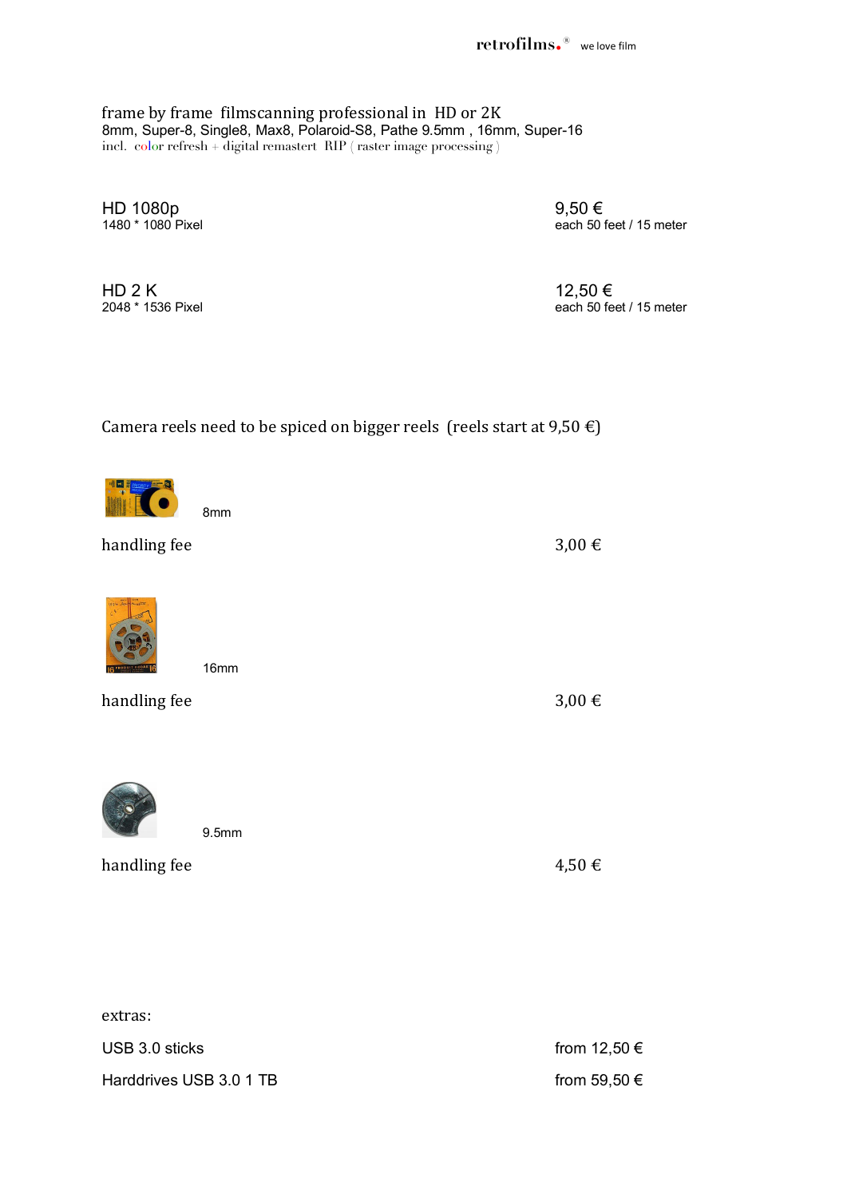retrofilms.® we love film

frame by frame filmscanning professional in HD or 2K
8mm, Super-8, Single8, Max8, Polaroid-S8, Pathe 9.5mm , 16mm, Super-16
incl. color refresh + digital remastert RIP ( raster image processing )

| | |
|---|---|
| HD 1080p<br>1480 * 1080 Pixel | 9,50 €<br>each 50 feet / 15 meter |
| HD 2 K<br>2048 * 1536 Pixel | 12,50 €<br>each 50 feet / 15 meter |

Camera reels need to be spiced on bigger reels (reels start at 9,50 €)

8mm

handling fee 3,00 €

16mm

handling fee 3,00 €

9.5mm

handling fee 4,50 €

extras:

| | |
|---|---|
| USB 3.0 sticks | from 12,50 € |
| Harddrives USB 3.0 1 TB | from 59,50 € |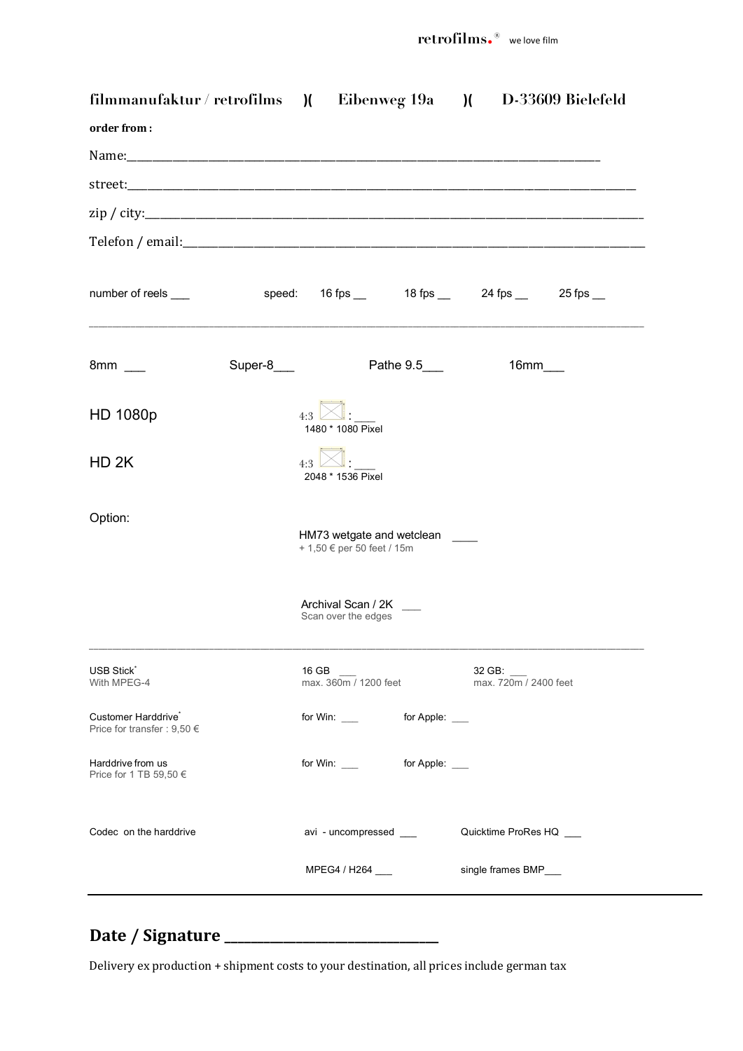retrofilms.® we love film

**filmmanufaktur / retrofilms )( Eibenweg 19a )( D-33609 Bielefeld**

**order from :**

Name:\_\_\_\_\_\_\_\_\_\_\_\_\_\_\_\_\_\_\_\_\_\_\_\_\_\_\_\_\_\_\_\_\_\_\_\_\_\_\_\_\_\_\_\_\_\_\_\_\_\_\_\_\_\_\_\_\_\_\_\_\_\_\_

street:\_\_\_\_\_\_\_\_\_\_\_\_\_\_\_\_\_\_\_\_\_\_\_\_\_\_\_\_\_\_\_\_\_\_\_\_\_\_\_\_\_\_\_\_\_\_\_\_\_\_\_\_\_\_\_\_\_\_\_\_\_\_\_\_\_\_\_

zip / city:\_\_\_\_\_\_\_\_\_\_\_\_\_\_\_\_\_\_\_\_\_\_\_\_\_\_\_\_\_\_\_\_\_\_\_\_\_\_\_\_\_\_\_\_\_\_\_\_\_\_\_\_\_\_\_\_\_\_\_\_\_\_\_\_\_\_

Telefon / email:\_\_\_\_\_\_\_\_\_\_\_\_\_\_\_\_\_\_\_\_\_\_\_\_\_\_\_\_\_\_\_\_\_\_\_\_\_\_\_\_\_\_\_\_\_\_\_\_\_\_\_\_\_\_\_\_\_\_\_\_\_

number of reels \_\_\_ speed: 16 fps \_\_ 18 fps \_\_ 24 fps \_\_ 25 fps \_\_

---

8mm \_\_\_ Super-8\_\_\_ Pathe 9.5\_\_\_ 16mm\_\_\_

HD 1080p 4:3 : \_\_\_
1480 * 1080 Pixel

HD 2K 4:3 : \_\_\_
2048 * 1536 Pixel

Option:

HM73 wetgate and wetclean \_\_\_\_
+ 1,50 € per 50 feet / 15m

Archival Scan / 2K \_\_\_
Scan over the edges

---

| | | |
|---|---|---|
| USB Stick* With MPEG-4 | 16 GB \_\_\_ max. 360m / 1200 feet | 32 GB: \_\_\_ max. 720m / 2400 feet |
| Customer Harddrive* Price for transfer : 9,50 € | for Win: \_\_\_ | for Apple: \_\_\_ |
| Harddrive from us Price for 1 TB 59,50 € | for Win: \_\_\_ | for Apple: \_\_\_ |
| Codec on the harddrive | avi - uncompressed \_\_\_ | Quicktime ProRes HQ \_\_\_ |
| | MPEG4 / H264 \_\_\_ | single frames BMP\_\_\_ |

---

## Date / Signature \_\_\_\_\_\_\_\_\_\_\_\_\_\_\_\_\_\_\_\_\_\_\_\_\_\_\_\_\_\_\_\_\_\_

Delivery ex production + shipment costs to your destination, all prices include german tax